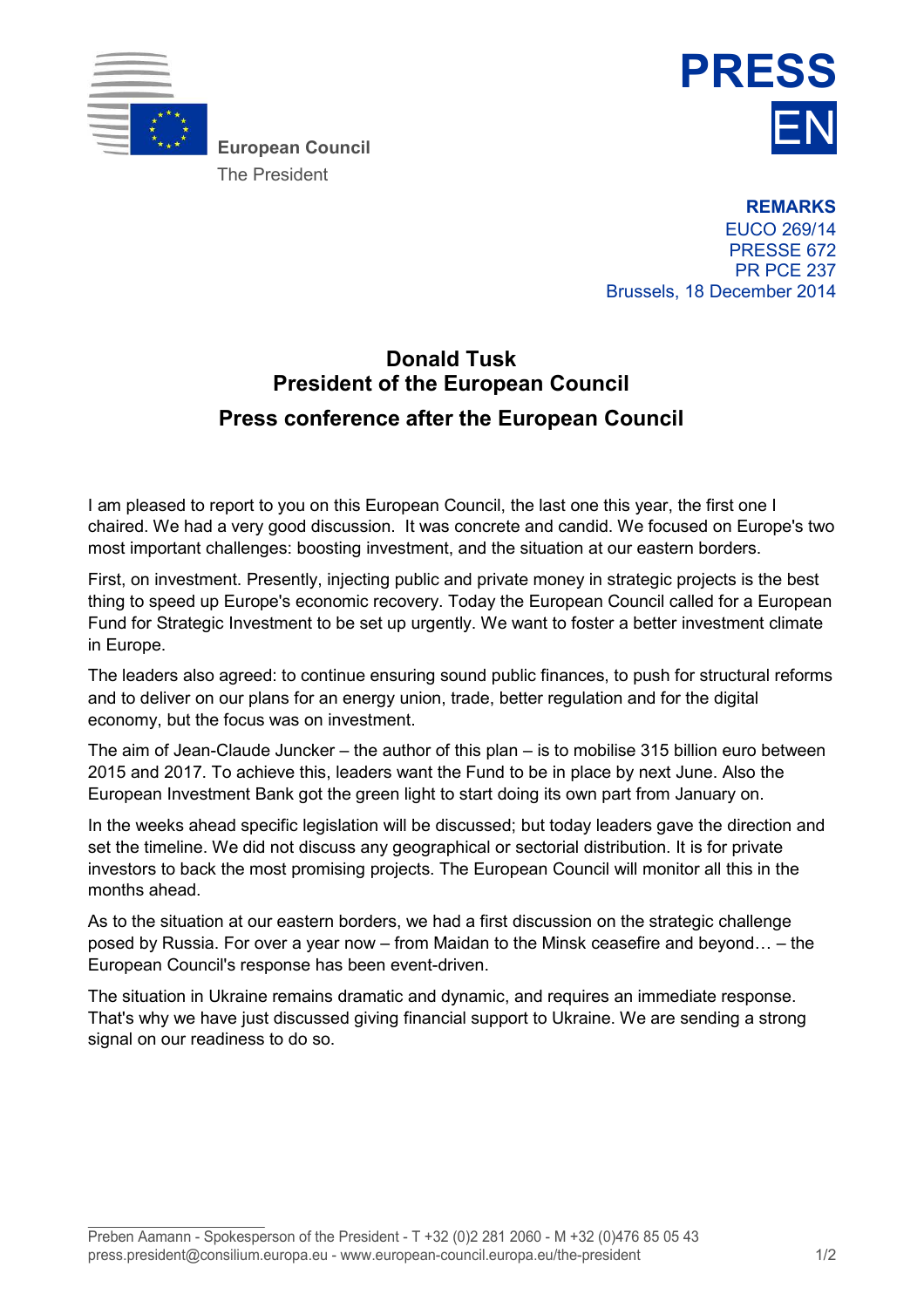European Council
The President

**PRESS**
**EN**

**REMARKS**
EUCO 269/14
PRESSE 672
PR PCE 237
Brussels, 18 December 2014

# Donald Tusk
## President of the European Council
## Press conference after the European Council

I am pleased to report to you on this European Council, the last one this year, the first one I chaired. We had a very good discussion. It was concrete and candid. We focused on Europe's two most important challenges: boosting investment, and the situation at our eastern borders.

First, on investment. Presently, injecting public and private money in strategic projects is the best thing to speed up Europe's economic recovery. Today the European Council called for a European Fund for Strategic Investment to be set up urgently. We want to foster a better investment climate in Europe.

The leaders also agreed: to continue ensuring sound public finances, to push for structural reforms and to deliver on our plans for an energy union, trade, better regulation and for the digital economy, but the focus was on investment.

The aim of Jean-Claude Juncker – the author of this plan – is to mobilise 315 billion euro between 2015 and 2017. To achieve this, leaders want the Fund to be in place by next June. Also the European Investment Bank got the green light to start doing its own part from January on.

In the weeks ahead specific legislation will be discussed; but today leaders gave the direction and set the timeline. We did not discuss any geographical or sectorial distribution. It is for private investors to back the most promising projects. The European Council will monitor all this in the months ahead.

As to the situation at our eastern borders, we had a first discussion on the strategic challenge posed by Russia. For over a year now – from Maidan to the Minsk ceasefire and beyond… – the European Council's response has been event-driven.

The situation in Ukraine remains dramatic and dynamic, and requires an immediate response. That's why we have just discussed giving financial support to Ukraine. We are sending a strong signal on our readiness to do so.

Preben Aamann - Spokesperson of the President - T +32 (0)2 281 2060 - M +32 (0)476 85 05 43
press.president@consilium.europa.eu - www.european-council.europa.eu/the-president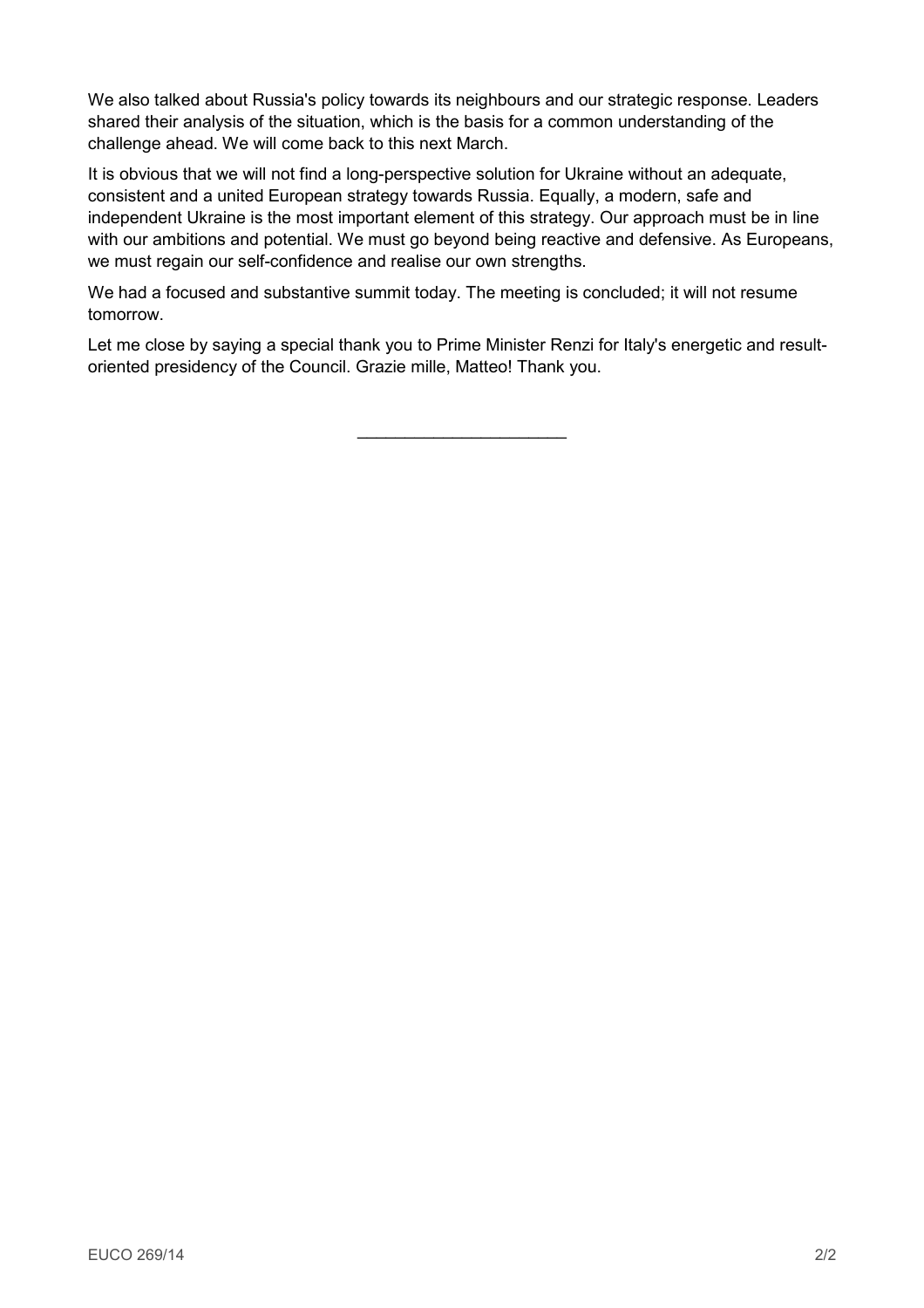We also talked about Russia's policy towards its neighbours and our strategic response. Leaders shared their analysis of the situation, which is the basis for a common understanding of the challenge ahead. We will come back to this next March.

It is obvious that we will not find a long-perspective solution for Ukraine without an adequate, consistent and a united European strategy towards Russia. Equally, a modern, safe and independent Ukraine is the most important element of this strategy. Our approach must be in line with our ambitions and potential. We must go beyond being reactive and defensive. As Europeans, we must regain our self-confidence and realise our own strengths.

We had a focused and substantive summit today. The meeting is concluded; it will not resume tomorrow.

Let me close by saying a special thank you to Prime Minister Renzi for Italy's energetic and result-oriented presidency of the Council. Grazie mille, Matteo! Thank you.

______________________